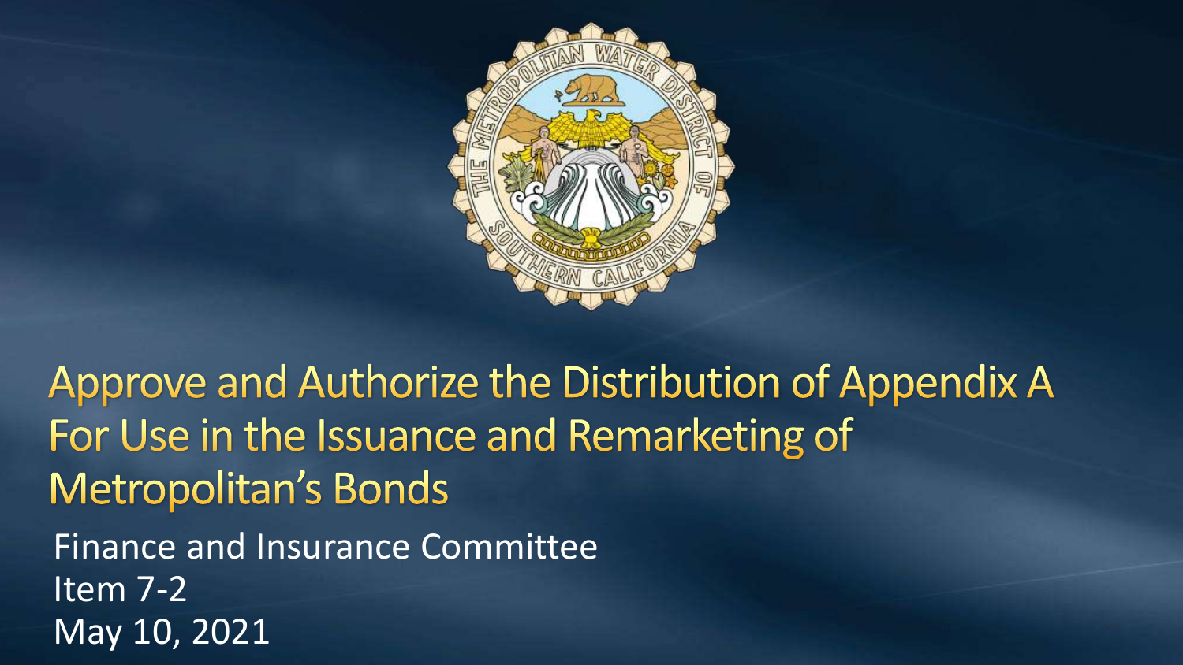# Approve and Authorize the Distribution of Appendix A For Use in the Issuance and Remarketing of Metropolitan's Bonds

Finance and Insurance Committee
Item 7-2
May 10, 2021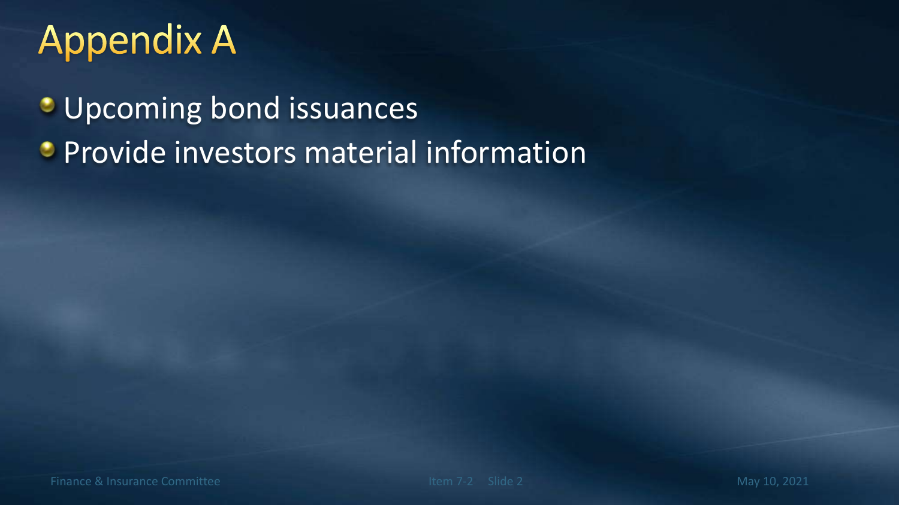# Appendix A

- Upcoming bond issuances
- Provide investors material information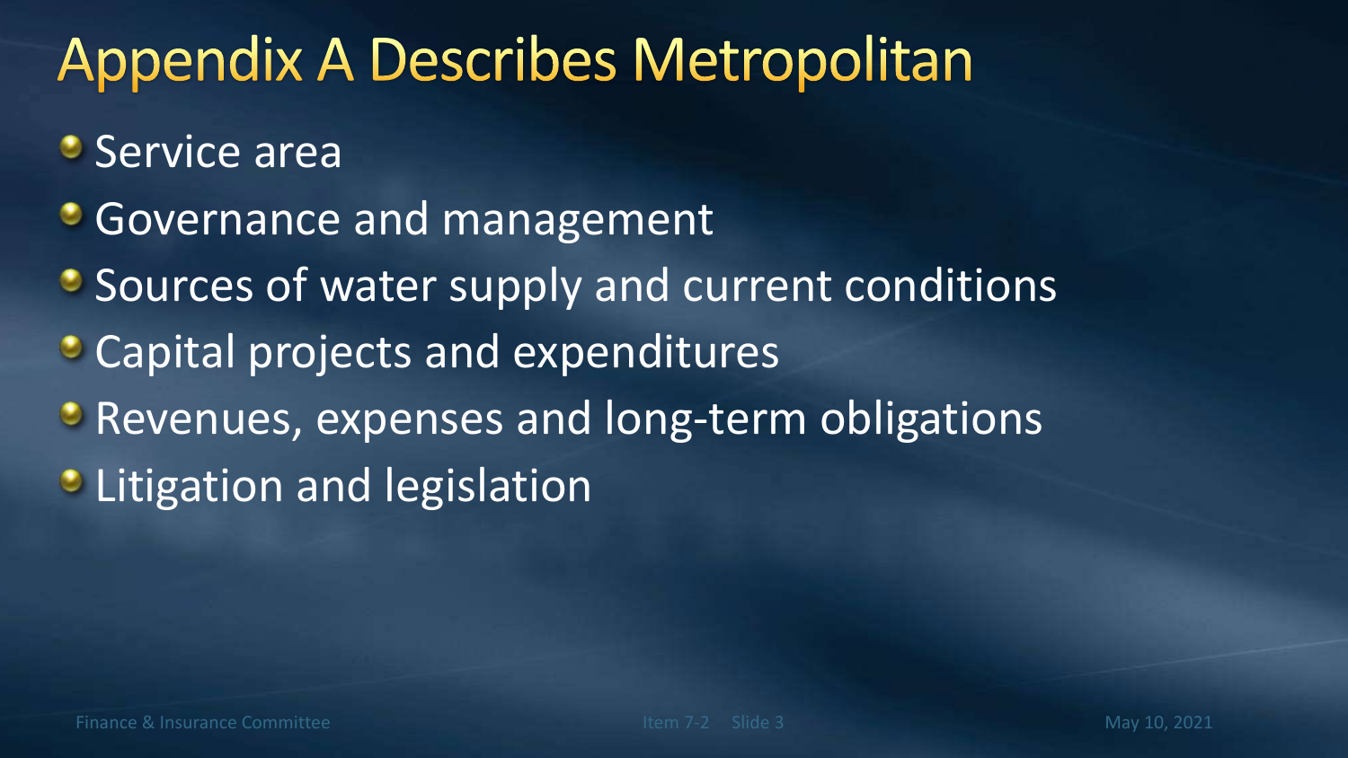# Appendix A Describes Metropolitan

- Service area
- Governance and management
- Sources of water supply and current conditions
- Capital projects and expenditures
- Revenues, expenses and long-term obligations
- Litigation and legislation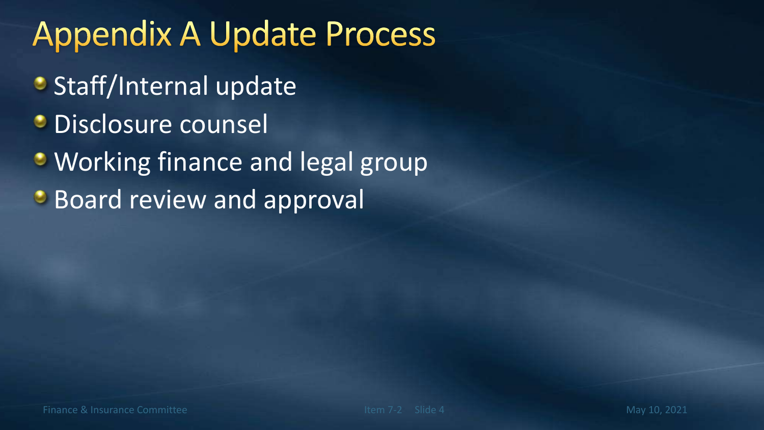# Appendix A Update Process

- Staff/Internal update
- Disclosure counsel
- Working finance and legal group
- Board review and approval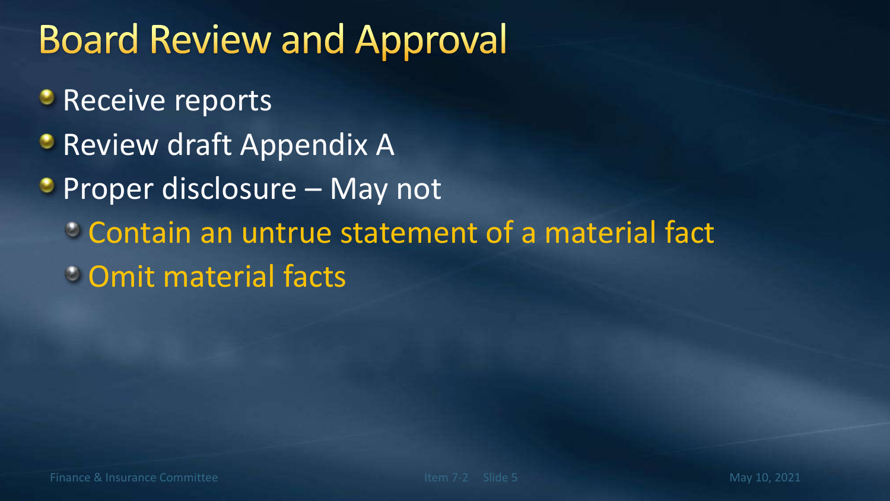# Board Review and Approval

- Receive reports
- Review draft Appendix A
- Proper disclosure – May not
  - Contain an untrue statement of a material fact
  - Omit material facts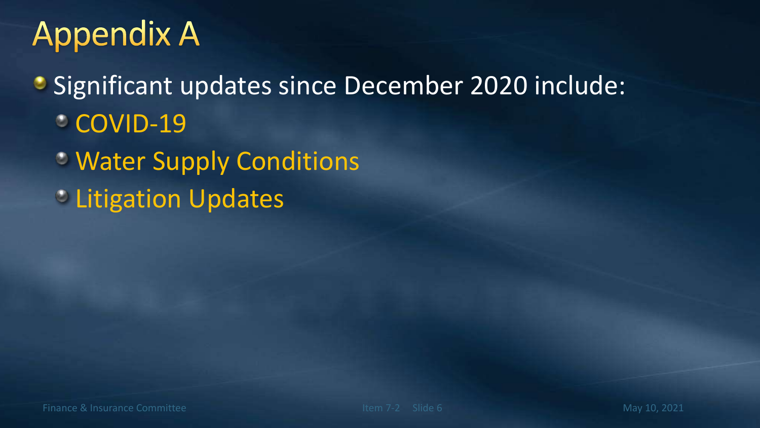# Appendix A

- Significant updates since December 2020 include:
  - COVID-19
  - Water Supply Conditions
  - Litigation Updates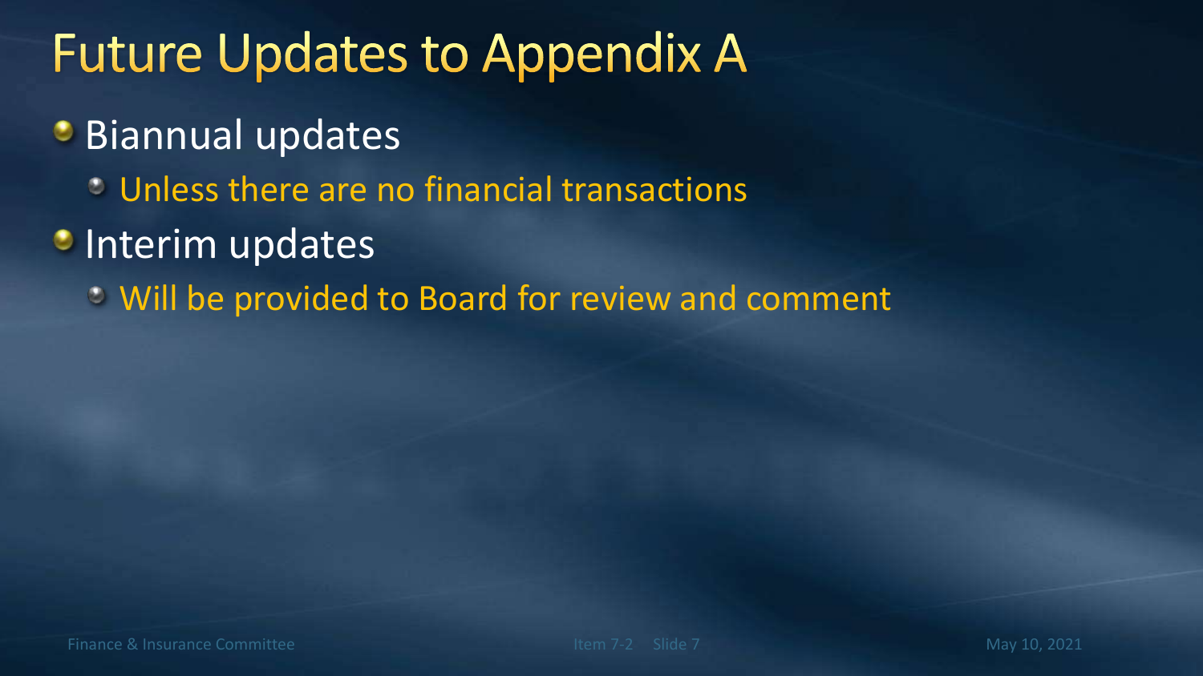# Future Updates to Appendix A

- Biannual updates
  - Unless there are no financial transactions
- Interim updates
  - Will be provided to Board for review and comment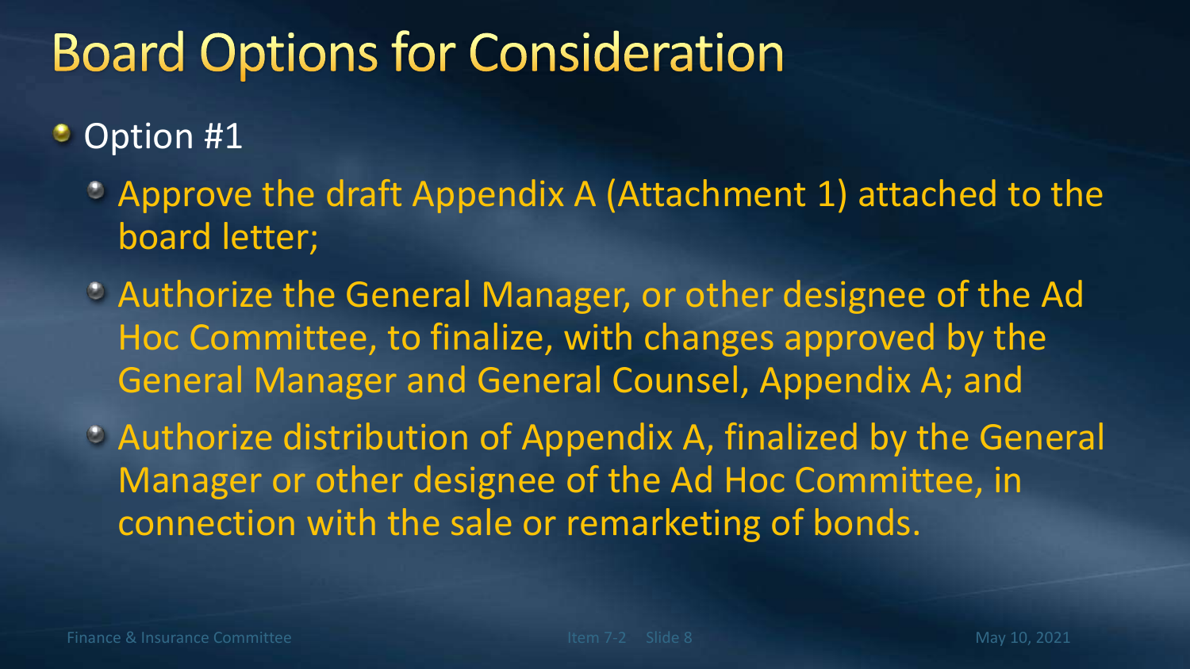# Board Options for Consideration

- Option #1
  - Approve the draft Appendix A (Attachment 1) attached to the board letter;
  - Authorize the General Manager, or other designee of the Ad Hoc Committee, to finalize, with changes approved by the General Manager and General Counsel, Appendix A; and
  - Authorize distribution of Appendix A, finalized by the General Manager or other designee of the Ad Hoc Committee, in connection with the sale or remarketing of bonds.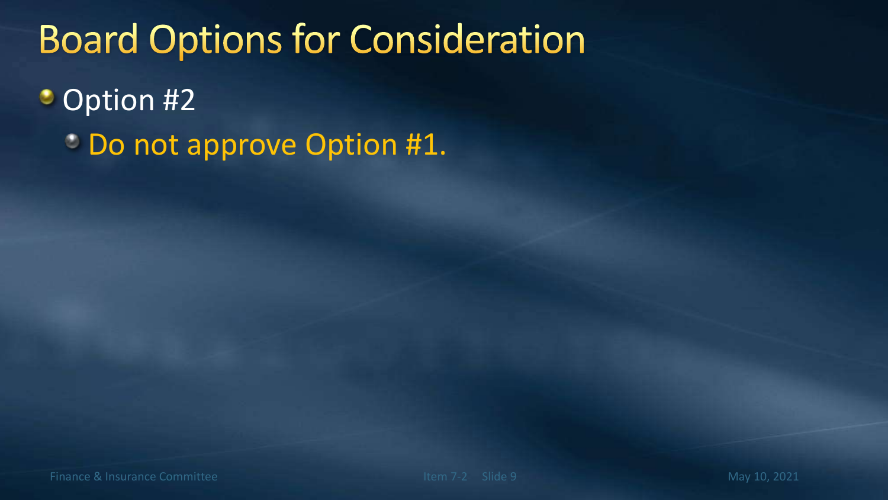# Board Options for Consideration

- Option #2
  - Do not approve Option #1.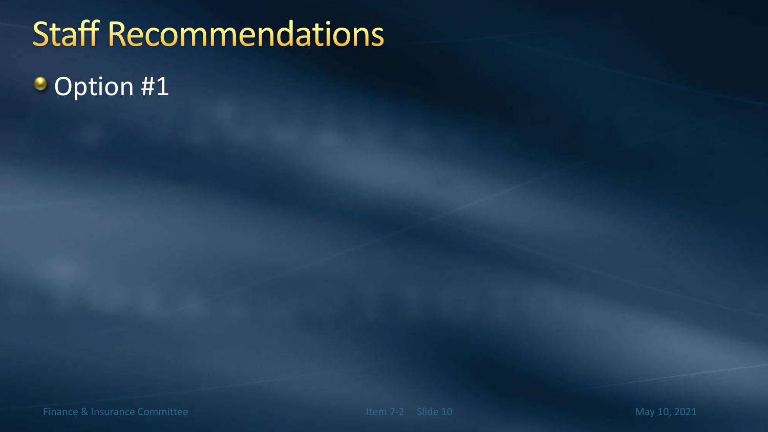# Staff Recommendations

- Option #1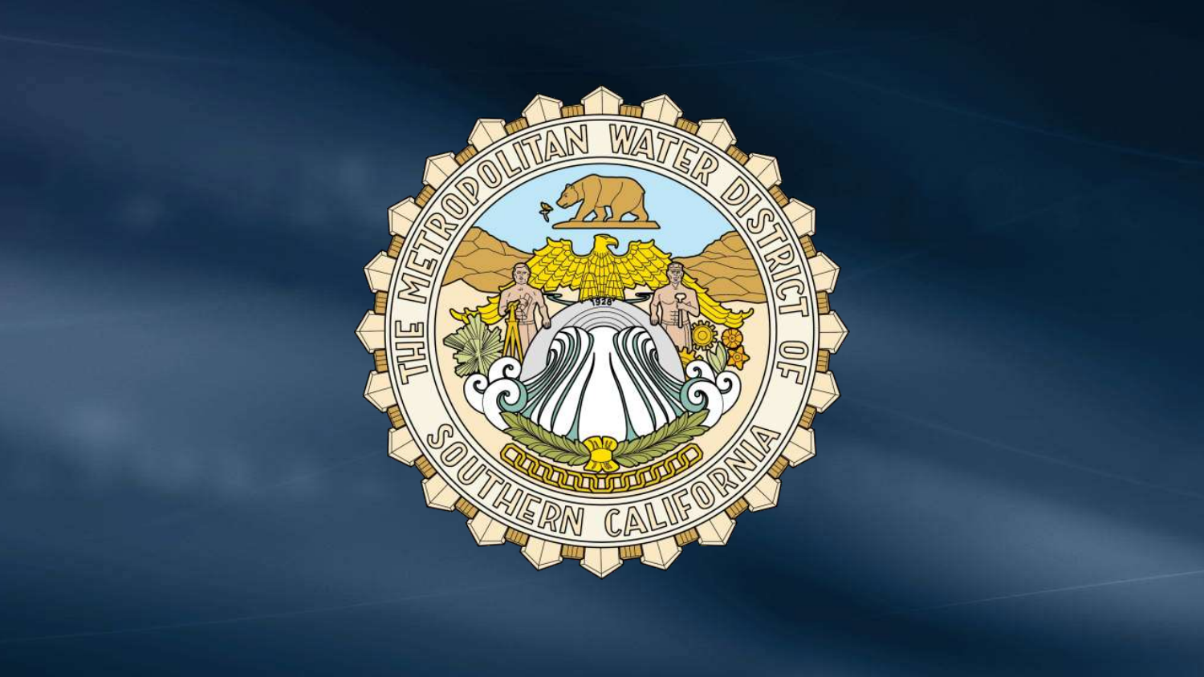THE METROPOLITAN WATER DISTRICT OF SOUTHERN CALIFORNIA

1928